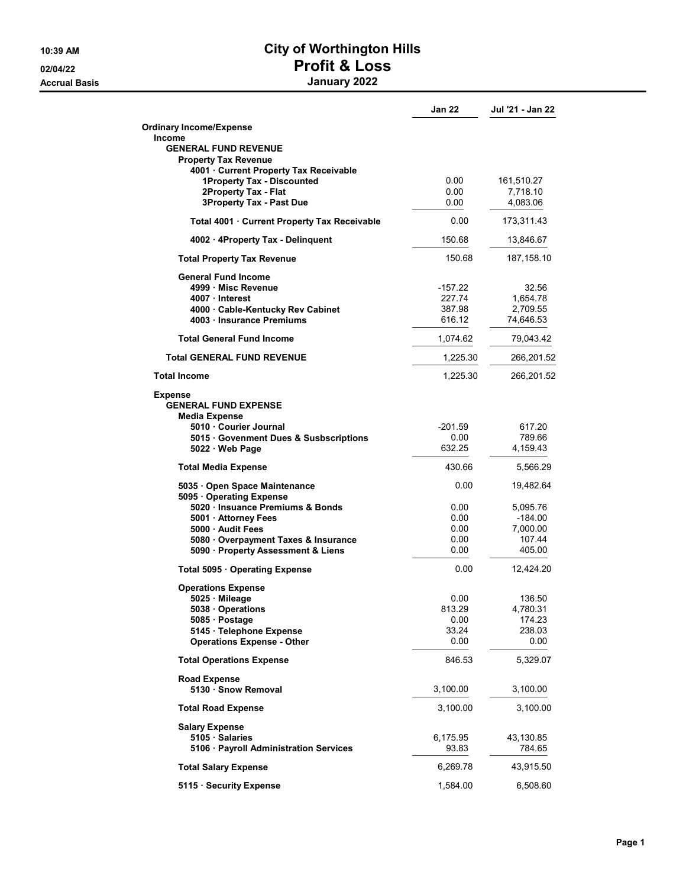# City of Worthington Hills

## Profit & Loss

### January 2022

10:39 AM
02/04/22
Accrual Basis

| | Jan 22 | Jul '21 - Jan 22 |
|---|---|---|
| **Ordinary Income/Expense** | | |
| **Income** | | |
| **GENERAL FUND REVENUE** | | |
| **Property Tax Revenue** | | |
| **4001 · Current Property Tax Receivable** | | |
| **1Property Tax - Discounted** | 0.00 | 161,510.27 |
| **2Property Tax - Flat** | 0.00 | 7,718.10 |
| **3Property Tax - Past Due** | 0.00 | 4,083.06 |
| **Total 4001 · Current Property Tax Receivable** | 0.00 | 173,311.43 |
| **4002 · 4Property Tax - Delinquent** | 150.68 | 13,846.67 |
| **Total Property Tax Revenue** | 150.68 | 187,158.10 |
| **General Fund Income** | | |
| **4999 · Misc Revenue** | -157.22 | 32.56 |
| **4007 · Interest** | 227.74 | 1,654.78 |
| **4000 · Cable-Kentucky Rev Cabinet** | 387.98 | 2,709.55 |
| **4003 · Insurance Premiums** | 616.12 | 74,646.53 |
| **Total General Fund Income** | 1,074.62 | 79,043.42 |
| **Total GENERAL FUND REVENUE** | 1,225.30 | 266,201.52 |
| **Total Income** | 1,225.30 | 266,201.52 |
| **Expense** | | |
| **GENERAL FUND EXPENSE** | | |
| **Media Expense** | | |
| **5010 · Courier Journal** | -201.59 | 617.20 |
| **5015 · Govenment Dues & Susbscriptions** | 0.00 | 789.66 |
| **5022 · Web Page** | 632.25 | 4,159.43 |
| **Total Media Expense** | 430.66 | 5,566.29 |
| **5035 · Open Space Maintenance** | 0.00 | 19,482.64 |
| **5095 · Operating Expense** | | |
| **5020 · Insuance Premiums & Bonds** | 0.00 | 5,095.76 |
| **5001 · Attorney Fees** | 0.00 | -184.00 |
| **5000 · Audit Fees** | 0.00 | 7,000.00 |
| **5080 · Overpayment Taxes & Insurance** | 0.00 | 107.44 |
| **5090 · Property Assessment & Liens** | 0.00 | 405.00 |
| **Total 5095 · Operating Expense** | 0.00 | 12,424.20 |
| **Operations Expense** | | |
| **5025 · Mileage** | 0.00 | 136.50 |
| **5038 · Operations** | 813.29 | 4,780.31 |
| **5085 · Postage** | 0.00 | 174.23 |
| **5145 · Telephone Expense** | 33.24 | 238.03 |
| **Operations Expense - Other** | 0.00 | 0.00 |
| **Total Operations Expense** | 846.53 | 5,329.07 |
| **Road Expense** | | |
| **5130 · Snow Removal** | 3,100.00 | 3,100.00 |
| **Total Road Expense** | 3,100.00 | 3,100.00 |
| **Salary Expense** | | |
| **5105 · Salaries** | 6,175.95 | 43,130.85 |
| **5106 · Payroll Administration Services** | 93.83 | 784.65 |
| **Total Salary Expense** | 6,269.78 | 43,915.50 |
| **5115 · Security Expense** | 1,584.00 | 6,508.60 |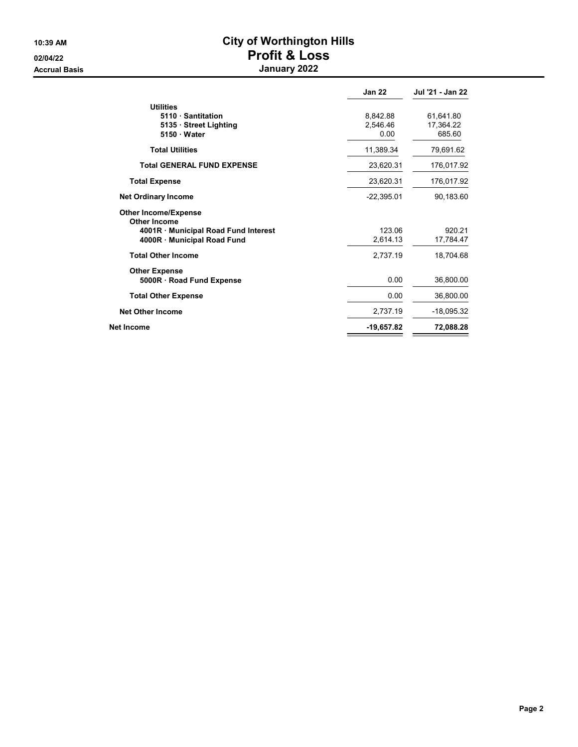# City of Worthington Hills

## Profit & Loss

### January 2022

10:39 AM

02/04/22

Accrual Basis

| | Jan 22 | Jul '21 - Jan 22 |
|---|---|---|
| **Utilities** | | |
| **5110 · Santitation** | 8,842.88 | 61,641.80 |
| **5135 · Street Lighting** | 2,546.46 | 17,364.22 |
| **5150 · Water** | 0.00 | 685.60 |
| **Total Utilities** | 11,389.34 | 79,691.62 |
| **Total GENERAL FUND EXPENSE** | 23,620.31 | 176,017.92 |
| **Total Expense** | 23,620.31 | 176,017.92 |
| **Net Ordinary Income** | -22,395.01 | 90,183.60 |
| **Other Income/Expense** | | |
| **Other Income** | | |
| **4001R · Municipal Road Fund Interest** | 123.06 | 920.21 |
| **4000R · Municipal Road Fund** | 2,614.13 | 17,784.47 |
| **Total Other Income** | 2,737.19 | 18,704.68 |
| **Other Expense** | | |
| **5000R · Road Fund Expense** | 0.00 | 36,800.00 |
| **Total Other Expense** | 0.00 | 36,800.00 |
| **Net Other Income** | 2,737.19 | -18,095.32 |
| **Net Income** | **-19,657.82** | **72,088.28** |